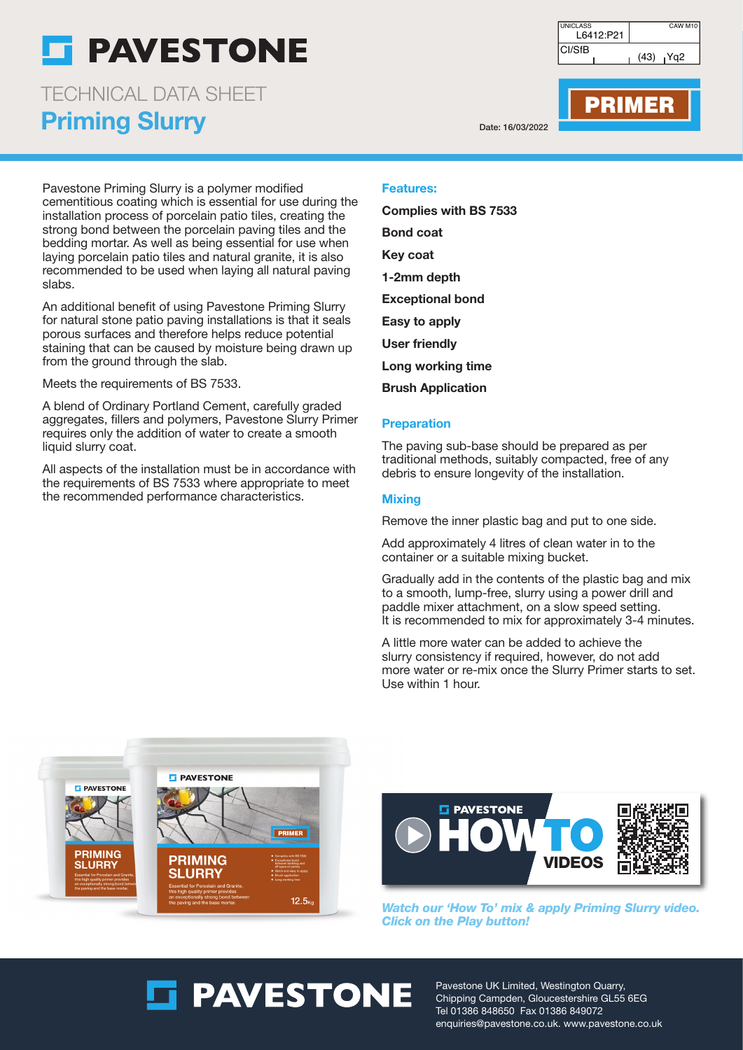# PAVESTONE

TECHNICAL DATA SHEET

## Priming Slurry

| UNICLASS L6412:P21 | CAW M10 |
| --- | --- |
| CI/SfB | (43) Yq2 |

**PRIMER**

Date: 16/03/2022

Pavestone Priming Slurry is a polymer modified cementitious coating which is essential for use during the installation process of porcelain patio tiles, creating the strong bond between the porcelain paving tiles and the bedding mortar. As well as being essential for use when laying porcelain patio tiles and natural granite, it is also recommended to be used when laying all natural paving slabs.

An additional benefit of using Pavestone Priming Slurry for natural stone patio paving installations is that it seals porous surfaces and therefore helps reduce potential staining that can be caused by moisture being drawn up from the ground through the slab.

Meets the requirements of BS 7533.

A blend of Ordinary Portland Cement, carefully graded aggregates, fillers and polymers, Pavestone Slurry Primer requires only the addition of water to create a smooth liquid slurry coat.

All aspects of the installation must be in accordance with the requirements of BS 7533 where appropriate to meet the recommended performance characteristics.

### Features:

**Complies with BS 7533**

**Bond coat**

**Key coat**

**1-2mm depth**

**Exceptional bond**

**Easy to apply**

**User friendly**

**Long working time**

**Brush Application**

### Preparation

The paving sub-base should be prepared as per traditional methods, suitably compacted, free of any debris to ensure longevity of the installation.

### Mixing

Remove the inner plastic bag and put to one side.

Add approximately 4 litres of clean water in to the container or a suitable mixing bucket.

Gradually add in the contents of the plastic bag and mix to a smooth, lump-free, slurry using a power drill and paddle mixer attachment, on a slow speed setting.
It is recommended to mix for approximately 3-4 minutes.

A little more water can be added to achieve the slurry consistency if required, however, do not add more water or re-mix once the Slurry Primer starts to set. Use within 1 hour.

*Watch our 'How To' mix & apply Priming Slurry video. Click on the Play button!*

Pavestone UK Limited, Westington Quarry, Chipping Campden, Gloucestershire GL55 6EG
Tel 01386 848650 Fax 01386 849072
enquiries@pavestone.co.uk. www.pavestone.co.uk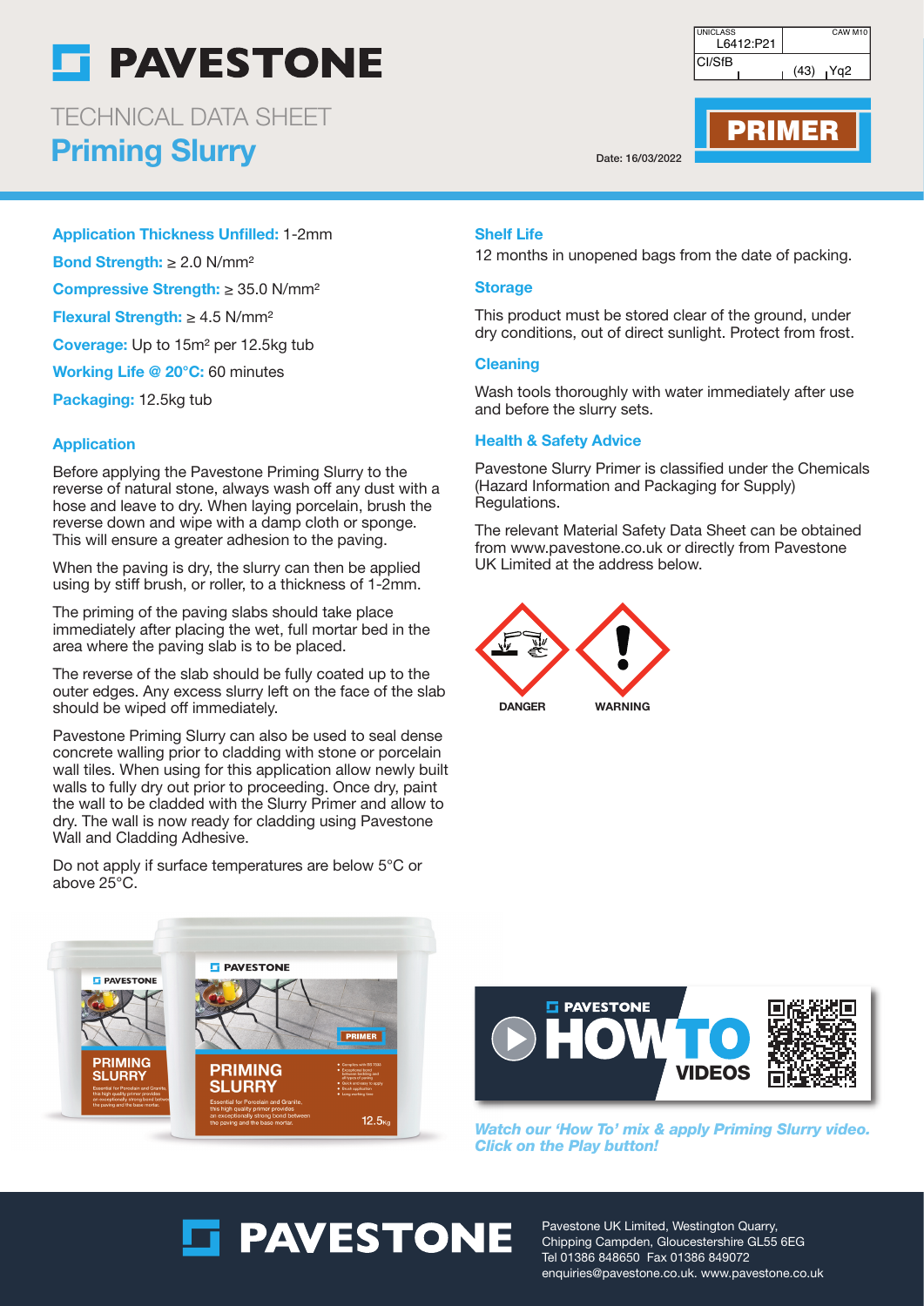# PAVESTONE

TECHNICAL DATA SHEET
## Priming Slurry

| UNICLASS L6412:P21 | CAW M10 |
| --- | --- |
| CI/SfB | (43) Yq2 |

PRIMER

Date: 16/03/2022

**Application Thickness Unfilled:** 1-2mm

**Bond Strength:** ≥ 2.0 N/mm²

**Compressive Strength:** ≥ 35.0 N/mm²

**Flexural Strength:** ≥ 4.5 N/mm²

**Coverage:** Up to 15m² per 12.5kg tub

**Working Life @ 20°C:** 60 minutes

**Packaging:** 12.5kg tub

### Application

Before applying the Pavestone Priming Slurry to the reverse of natural stone, always wash off any dust with a hose and leave to dry. When laying porcelain, brush the reverse down and wipe with a damp cloth or sponge. This will ensure a greater adhesion to the paving.

When the paving is dry, the slurry can then be applied using by stiff brush, or roller, to a thickness of 1-2mm.

The priming of the paving slabs should take place immediately after placing the wet, full mortar bed in the area where the paving slab is to be placed.

The reverse of the slab should be fully coated up to the outer edges. Any excess slurry left on the face of the slab should be wiped off immediately.

Pavestone Priming Slurry can also be used to seal dense concrete walling prior to cladding with stone or porcelain wall tiles. When using for this application allow newly built walls to fully dry out prior to proceeding. Once dry, paint the wall to be cladded with the Slurry Primer and allow to dry. The wall is now ready for cladding using Pavestone Wall and Cladding Adhesive.

Do not apply if surface temperatures are below 5°C or above 25°C.

### Shelf Life

12 months in unopened bags from the date of packing.

### Storage

This product must be stored clear of the ground, under dry conditions, out of direct sunlight. Protect from frost.

### Cleaning

Wash tools thoroughly with water immediately after use and before the slurry sets.

### Health & Safety Advice

Pavestone Slurry Primer is classified under the Chemicals (Hazard Information and Packaging for Supply) Regulations.

The relevant Material Safety Data Sheet can be obtained from www.pavestone.co.uk or directly from Pavestone UK Limited at the address below.

DANGER WARNING

*Watch our 'How To' mix & apply Priming Slurry video. Click on the Play button!*

Pavestone UK Limited, Westington Quarry, Chipping Campden, Gloucestershire GL55 6EG
Tel 01386 848650 Fax 01386 849072
enquiries@pavestone.co.uk. www.pavestone.co.uk